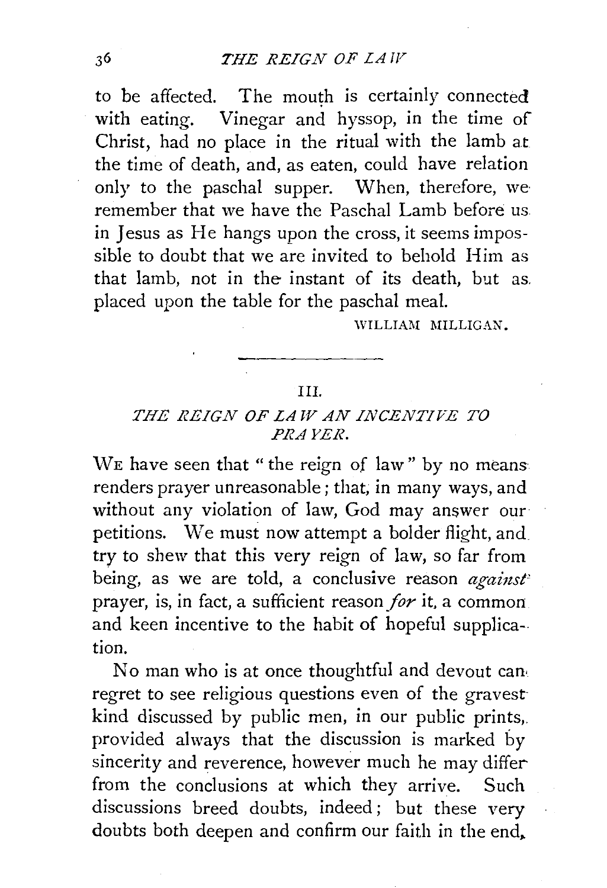to be affected. The mouth is certainly connected with eating. Vinegar and hyssop, in the time of Christ, had no place in the ritual with the lamb at the time of death, and, as eaten, could have relation only to the paschal supper. When, therefore, we remember that we have the Paschal Lamb before us in Jesus as He hangs upon the cross, it seems impossible to doubt that we are invited to behold Him as that lamb, not in the instant of its death, but as placed upon the table for the paschal meal.

WILLIAM MILLIGAN.

---

## III.

## *THE REIGN OF LAW AN INCENTIVE TO PRAYER.*

WE have seen that "the reign of law" by no means renders prayer unreasonable; that, in many ways, and without any violation of law, God may answer our petitions. We must now attempt a bolder flight, and try to shew that this very reign of law, so far from being, as we are told, a conclusive reason *against* prayer, is, in fact, a sufficient reason *for* it, a common and keen incentive to the habit of hopeful supplication.

No man who is at once thoughtful and devout can regret to see religious questions even of the gravest kind discussed by public men, in our public prints, provided always that the discussion is marked by sincerity and reverence, however much he may differ from the conclusions at which they arrive. Such discussions breed doubts, indeed; but these very doubts both deepen and confirm our faith in the end,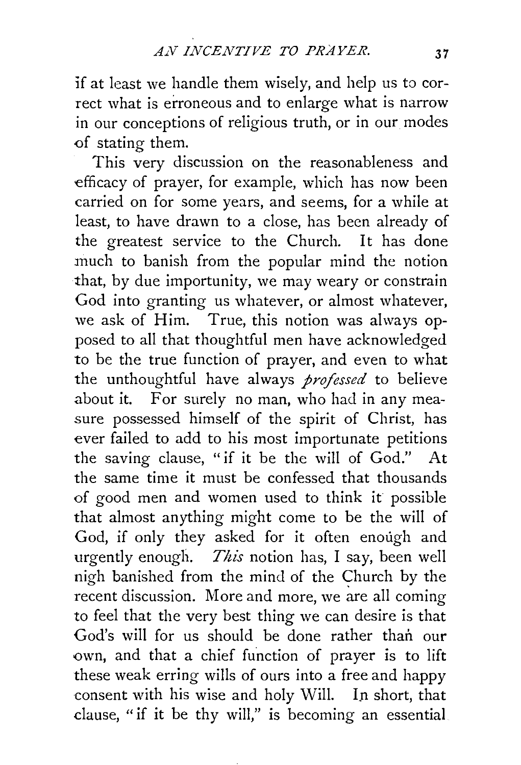if at least we handle them wisely, and help us to correct what is erroneous and to enlarge what is narrow in our conceptions of religious truth, or in our modes of stating them.

This very discussion on the reasonableness and efficacy of prayer, for example, which has now been carried on for some years, and seems, for a while at least, to have drawn to a close, has been already of the greatest service to the Church. It has done much to banish from the popular mind the notion that, by due importunity, we may weary or constrain God into granting us whatever, or almost whatever, we ask of Him. True, this notion was always opposed to all that thoughtful men have acknowledged to be the true function of prayer, and even to what the unthoughtful have always *professed* to believe about it. For surely no man, who had in any measure possessed himself of the spirit of Christ, has ever failed to add to his most importunate petitions the saving clause, "if it be the will of God." At the same time it must be confessed that thousands of good men and women used to think it possible that almost anything might come to be the will of God, if only they asked for it often enough and urgently enough. *This* notion has, I say, been well nigh banished from the mind of the Church by the recent discussion. More and more, we are all coming to feel that the very best thing we can desire is that God's will for us should be done rather than our own, and that a chief function of prayer is to lift these weak erring wills of ours into a free and happy consent with his wise and holy Will. In short, that clause, "if it be thy will," is becoming an essential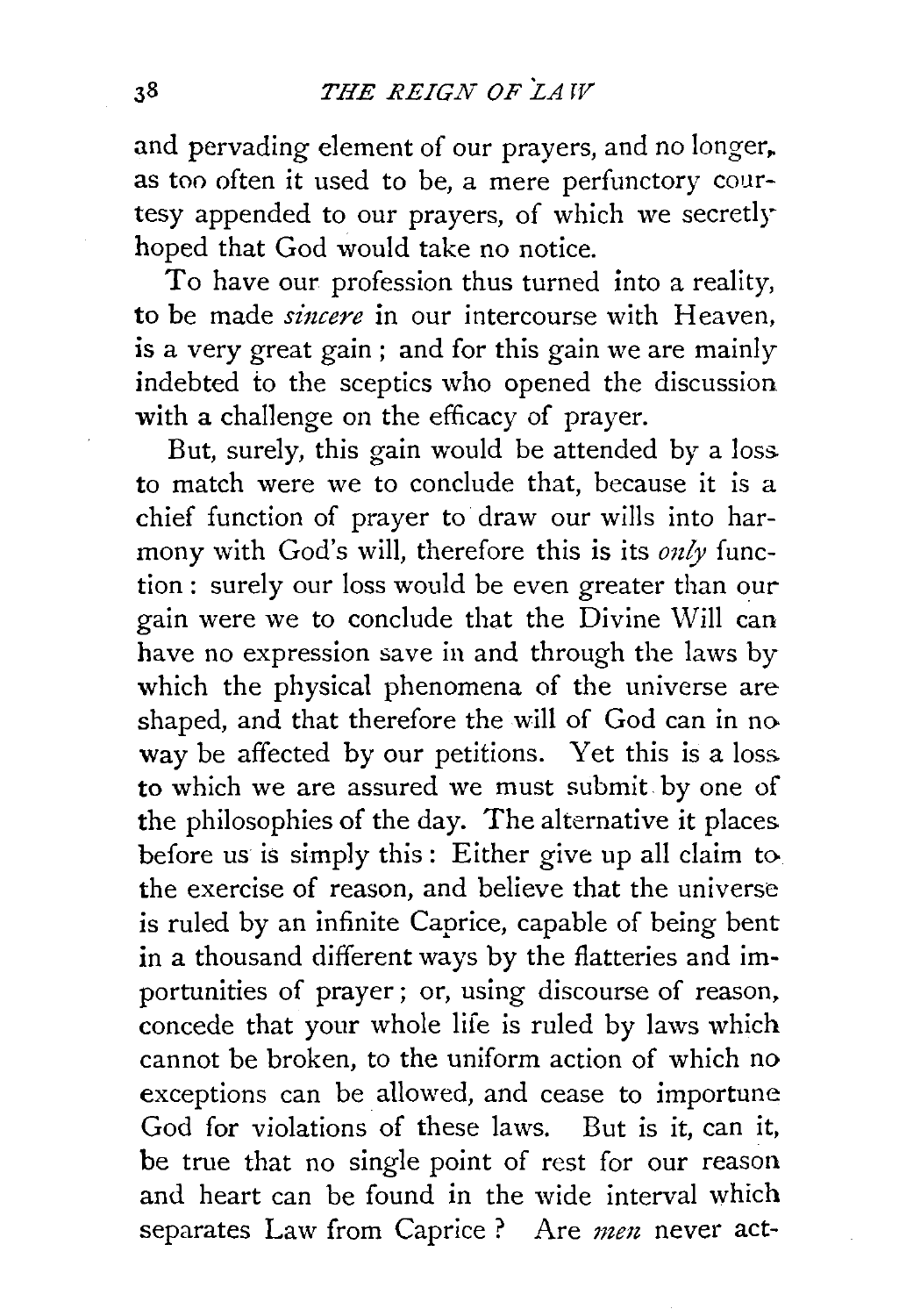and pervading element of our prayers, and no longer, as too often it used to be, a mere perfunctory courtesy appended to our prayers, of which we secretly hoped that God would take no notice.

To have our profession thus turned into a reality, to be made *sincere* in our intercourse with Heaven, is a very great gain; and for this gain we are mainly indebted to the sceptics who opened the discussion with a challenge on the efficacy of prayer.

But, surely, this gain would be attended by a loss to match were we to conclude that, because it is a chief function of prayer to draw our wills into harmony with God's will, therefore this is its *only* function: surely our loss would be even greater than our gain were we to conclude that the Divine Will can have no expression save in and through the laws by which the physical phenomena of the universe are shaped, and that therefore the will of God can in no way be affected by our petitions. Yet this is a loss to which we are assured we must submit by one of the philosophies of the day. The alternative it places before us is simply this: Either give up all claim to the exercise of reason, and believe that the universe is ruled by an infinite Caprice, capable of being bent in a thousand different ways by the flatteries and importunities of prayer; or, using discourse of reason, concede that your whole life is ruled by laws which cannot be broken, to the uniform action of which no exceptions can be allowed, and cease to importune God for violations of these laws. But is it, can it, be true that no single point of rest for our reason and heart can be found in the wide interval which separates Law from Caprice? Are *men* never act-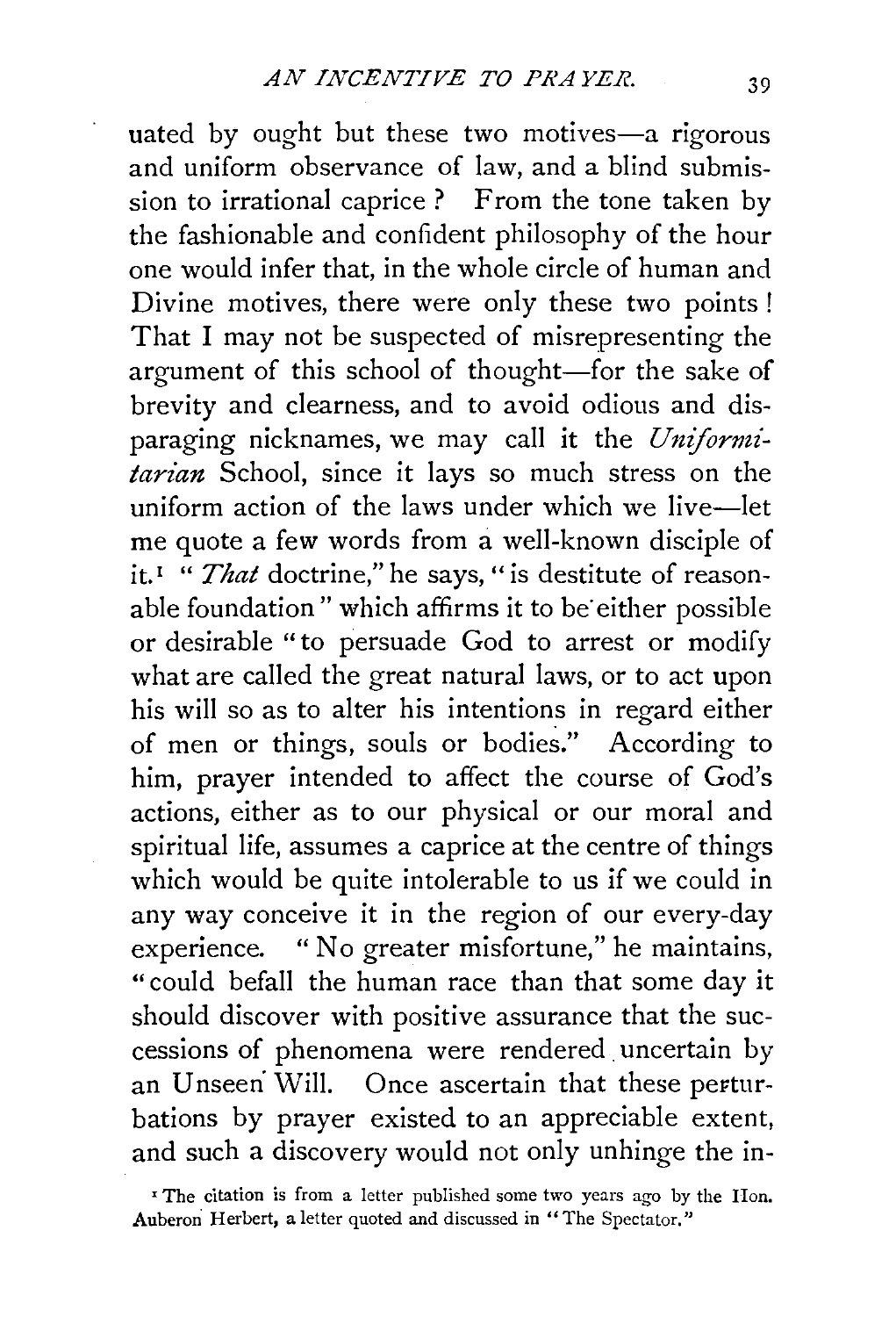uated by ought but these two motives—a rigorous and uniform observance of law, and a blind submission to irrational caprice? From the tone taken by the fashionable and confident philosophy of the hour one would infer that, in the whole circle of human and Divine motives, there were only these two points! That I may not be suspected of misrepresenting the argument of this school of thought—for the sake of brevity and clearness, and to avoid odious and disparaging nicknames, we may call it the *Uniformitarian* School, since it lays so much stress on the uniform action of the laws under which we live—let me quote a few words from a well-known disciple of it.[1] "*That* doctrine," he says, "is destitute of reasonable foundation" which affirms it to be either possible or desirable "to persuade God to arrest or modify what are called the great natural laws, or to act upon his will so as to alter his intentions in regard either of men or things, souls or bodies." According to him, prayer intended to affect the course of God's actions, either as to our physical or our moral and spiritual life, assumes a caprice at the centre of things which would be quite intolerable to us if we could in any way conceive it in the region of our every-day experience. "No greater misfortune," he maintains, "could befall the human race than that some day it should discover with positive assurance that the successions of phenomena were rendered uncertain by an Unseen Will. Once ascertain that these perturbations by prayer existed to an appreciable extent, and such a discovery would not only unhinge the in-

[1] The citation is from a letter published some two years ago by the Hon. Auberon Herbert, a letter quoted and discussed in "The Spectator."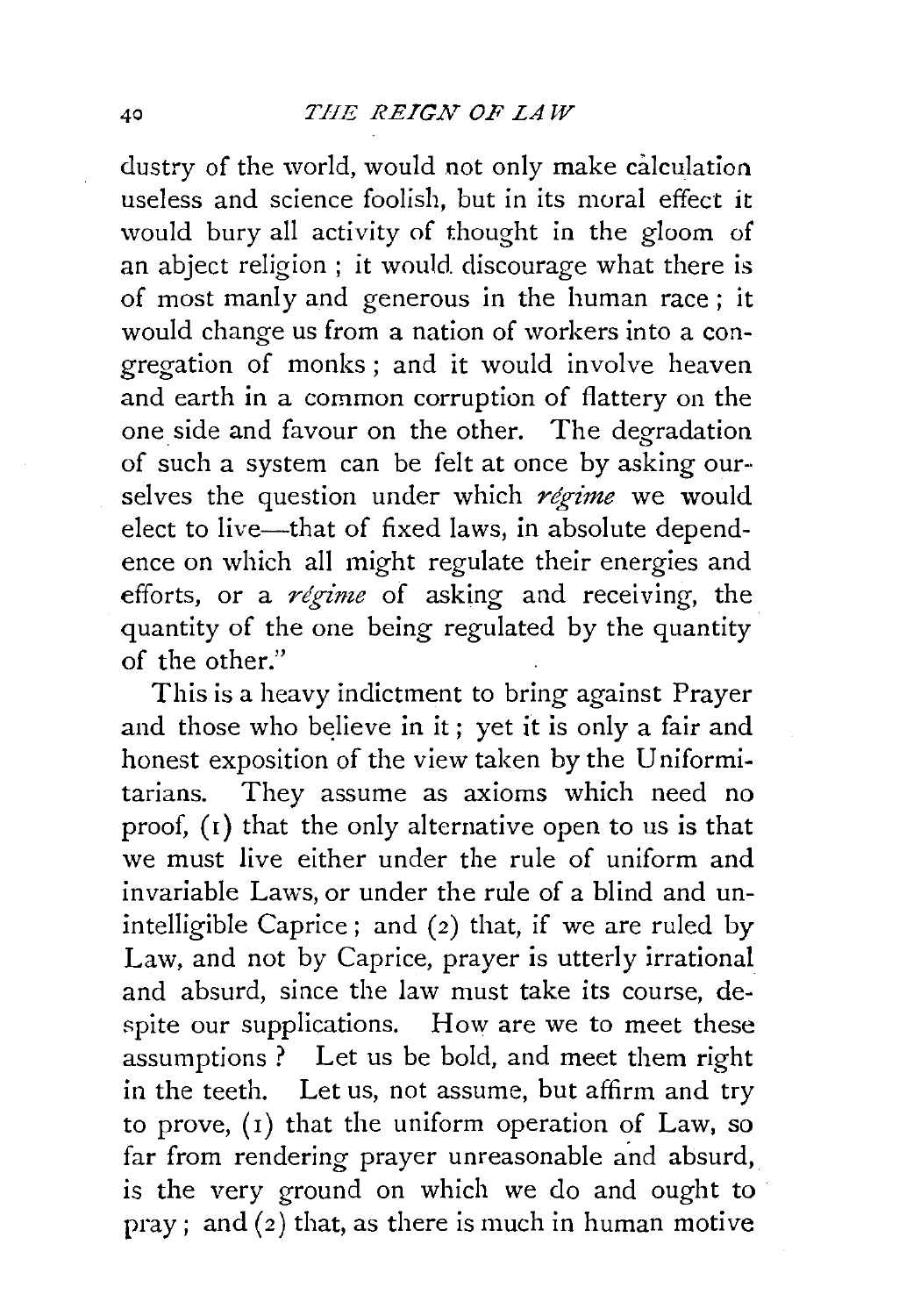dustry of the world, would not only make calculation useless and science foolish, but in its moral effect it would bury all activity of thought in the gloom of an abject religion ; it would discourage what there is of most manly and generous in the human race ; it would change us from a nation of workers into a congregation of monks ; and it would involve heaven and earth in a common corruption of flattery on the one side and favour on the other. The degradation of such a system can be felt at once by asking ourselves the question under which *régime* we would elect to live—that of fixed laws, in absolute dependence on which all might regulate their energies and efforts, or a *régime* of asking and receiving, the quantity of the one being regulated by the quantity of the other."

This is a heavy indictment to bring against Prayer and those who believe in it ; yet it is only a fair and honest exposition of the view taken by the Uniformitarians. They assume as axioms which need no proof, (1) that the only alternative open to us is that we must live either under the rule of uniform and invariable Laws, or under the rule of a blind and unintelligible Caprice ; and (2) that, if we are ruled by Law, and not by Caprice, prayer is utterly irrational and absurd, since the law must take its course, despite our supplications. How are we to meet these assumptions ? Let us be bold, and meet them right in the teeth. Let us, not assume, but affirm and try to prove, (1) that the uniform operation of Law, so far from rendering prayer unreasonable and absurd, is the very ground on which we do and ought to pray ; and (2) that, as there is much in human motive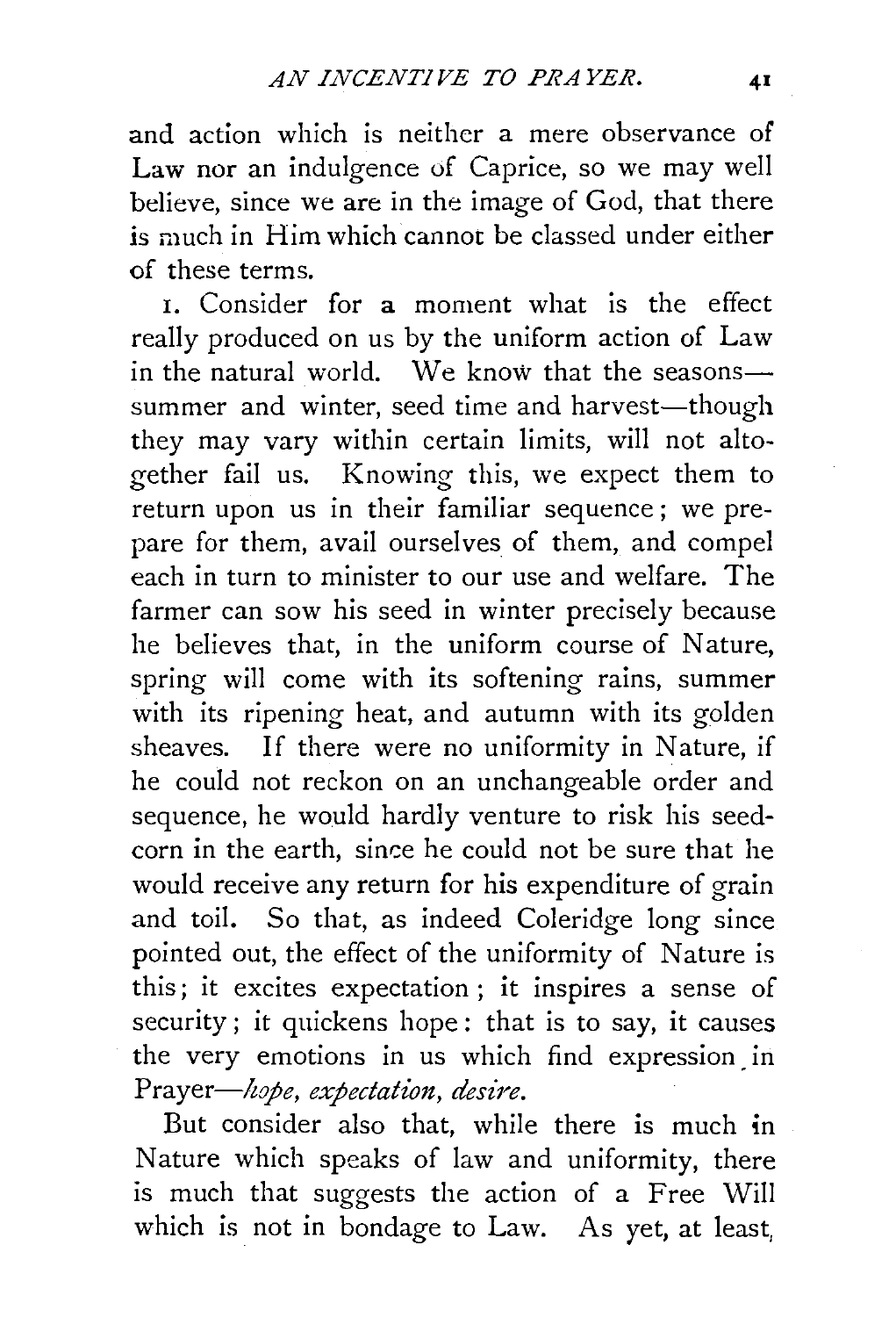and action which is neither a mere observance of Law nor an indulgence of Caprice, so we may well believe, since we are in the image of God, that there is much in Him which cannot be classed under either of these terms.

1. Consider for a moment what is the effect really produced on us by the uniform action of Law in the natural world. We know that the seasons—summer and winter, seed time and harvest—though they may vary within certain limits, will not altogether fail us. Knowing this, we expect them to return upon us in their familiar sequence; we prepare for them, avail ourselves of them, and compel each in turn to minister to our use and welfare. The farmer can sow his seed in winter precisely because he believes that, in the uniform course of Nature, spring will come with its softening rains, summer with its ripening heat, and autumn with its golden sheaves. If there were no uniformity in Nature, if he could not reckon on an unchangeable order and sequence, he would hardly venture to risk his seed-corn in the earth, since he could not be sure that he would receive any return for his expenditure of grain and toil. So that, as indeed Coleridge long since pointed out, the effect of the uniformity of Nature is this; it excites expectation; it inspires a sense of security; it quickens hope: that is to say, it causes the very emotions in us which find expression in Prayer—*hope, expectation, desire.*

But consider also that, while there is much in Nature which speaks of law and uniformity, there is much that suggests the action of a Free Will which is not in bondage to Law. As yet, at least,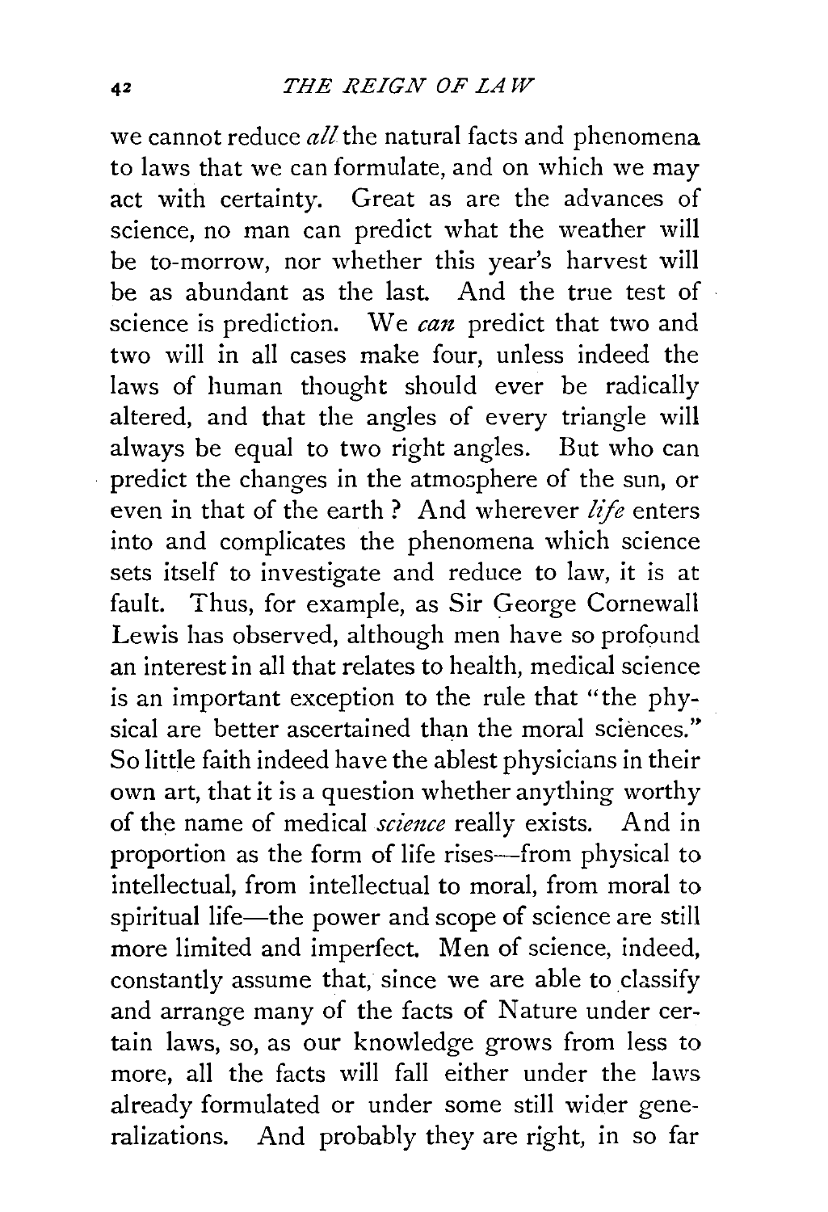we cannot reduce *all* the natural facts and phenomena to laws that we can formulate, and on which we may act with certainty. Great as are the advances of science, no man can predict what the weather will be to-morrow, nor whether this year's harvest will be as abundant as the last. And the true test of science is prediction. We *can* predict that two and two will in all cases make four, unless indeed the laws of human thought should ever be radically altered, and that the angles of every triangle will always be equal to two right angles. But who can predict the changes in the atmosphere of the sun, or even in that of the earth? And wherever *life* enters into and complicates the phenomena which science sets itself to investigate and reduce to law, it is at fault. Thus, for example, as Sir George Cornewall Lewis has observed, although men have so profound an interest in all that relates to health, medical science is an important exception to the rule that "the physical are better ascertained than the moral sciences." So little faith indeed have the ablest physicians in their own art, that it is a question whether anything worthy of the name of medical *science* really exists. And in proportion as the form of life rises—from physical to intellectual, from intellectual to moral, from moral to spiritual life—the power and scope of science are still more limited and imperfect. Men of science, indeed, constantly assume that, since we are able to classify and arrange many of the facts of Nature under certain laws, so, as our knowledge grows from less to more, all the facts will fall either under the laws already formulated or under some still wider generalizations. And probably they are right, in so far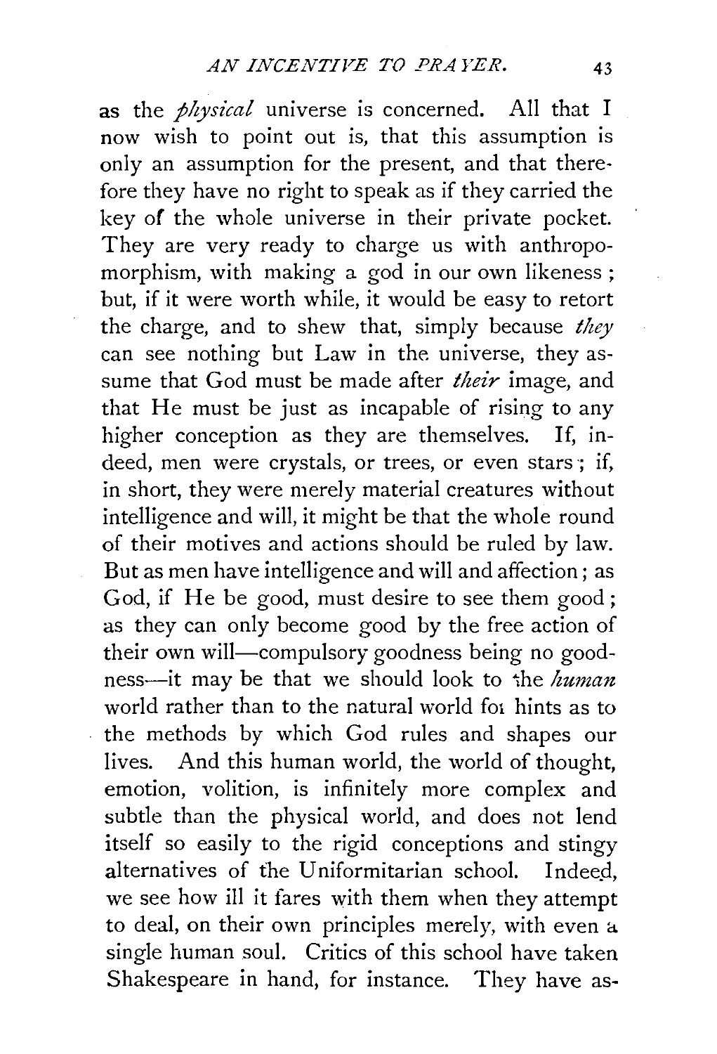as the *physical* universe is concerned. All that I now wish to point out is, that this assumption is only an assumption for the present, and that therefore they have no right to speak as if they carried the key of the whole universe in their private pocket. They are very ready to charge us with anthropomorphism, with making a god in our own likeness; but, if it were worth while, it would be easy to retort the charge, and to shew that, simply because *they* can see nothing but Law in the universe, they assume that God must be made after *their* image, and that He must be just as incapable of rising to any higher conception as they are themselves. If, indeed, men were crystals, or trees, or even stars; if, in short, they were merely material creatures without intelligence and will, it might be that the whole round of their motives and actions should be ruled by law. But as men have intelligence and will and affection; as God, if He be good, must desire to see them good; as they can only become good by the free action of their own will—compulsory goodness being no goodness—it may be that we should look to the *human* world rather than to the natural world for hints as to the methods by which God rules and shapes our lives. And this human world, the world of thought, emotion, volition, is infinitely more complex and subtle than the physical world, and does not lend itself so easily to the rigid conceptions and stingy alternatives of the Uniformitarian school. Indeed, we see how ill it fares with them when they attempt to deal, on their own principles merely, with even a single human soul. Critics of this school have taken Shakespeare in hand, for instance. They have as-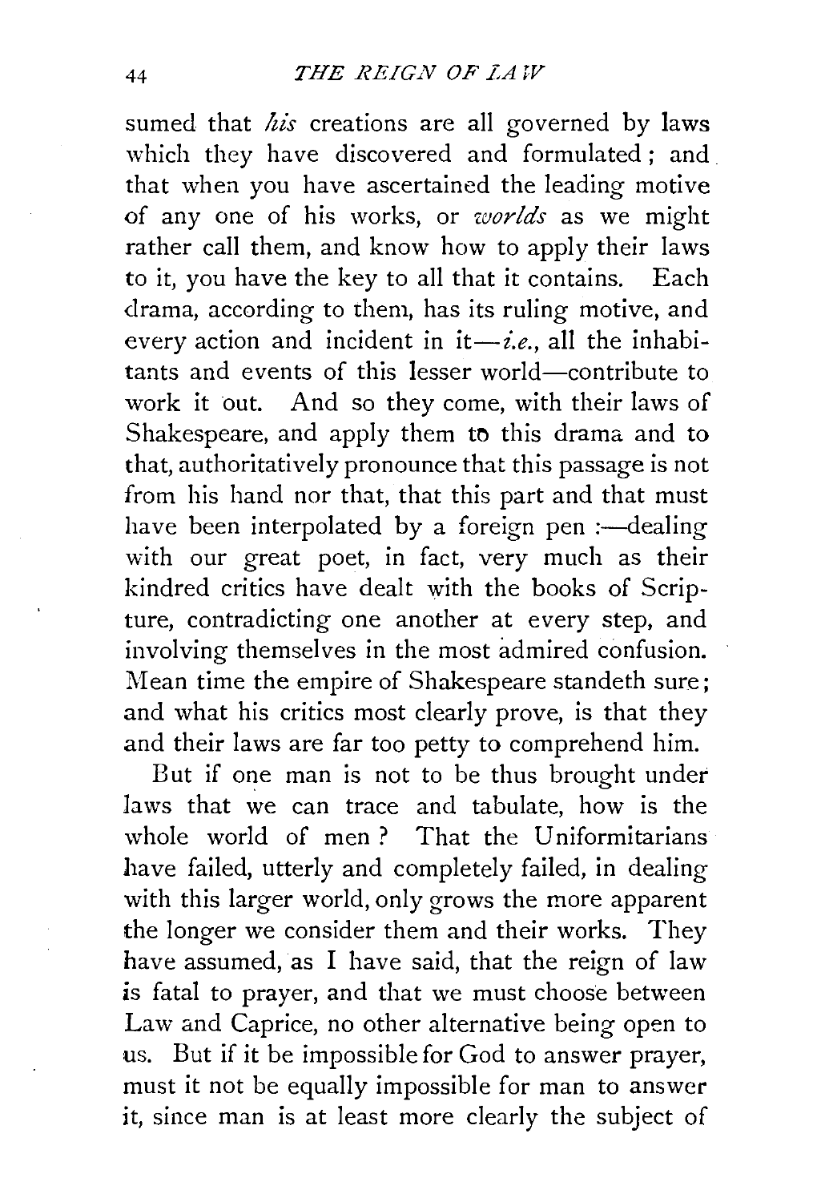sumed that *his* creations are all governed by laws which they have discovered and formulated; and that when you have ascertained the leading motive of any one of his works, or *worlds* as we might rather call them, and know how to apply their laws to it, you have the key to all that it contains. Each drama, according to them, has its ruling motive, and every action and incident in it—*i.e.*, all the inhabitants and events of this lesser world—contribute to work it out. And so they come, with their laws of Shakespeare, and apply them to this drama and to that, authoritatively pronounce that this passage is not from his hand nor that, that this part and that must have been interpolated by a foreign pen :—dealing with our great poet, in fact, very much as their kindred critics have dealt with the books of Scripture, contradicting one another at every step, and involving themselves in the most admired confusion. Mean time the empire of Shakespeare standeth sure; and what his critics most clearly prove, is that they and their laws are far too petty to comprehend him.

But if one man is not to be thus brought under laws that we can trace and tabulate, how is the whole world of men? That the Uniformitarians have failed, utterly and completely failed, in dealing with this larger world, only grows the more apparent the longer we consider them and their works. They have assumed, as I have said, that the reign of law is fatal to prayer, and that we must choose between Law and Caprice, no other alternative being open to us. But if it be impossible for God to answer prayer, must it not be equally impossible for man to answer it, since man is at least more clearly the subject of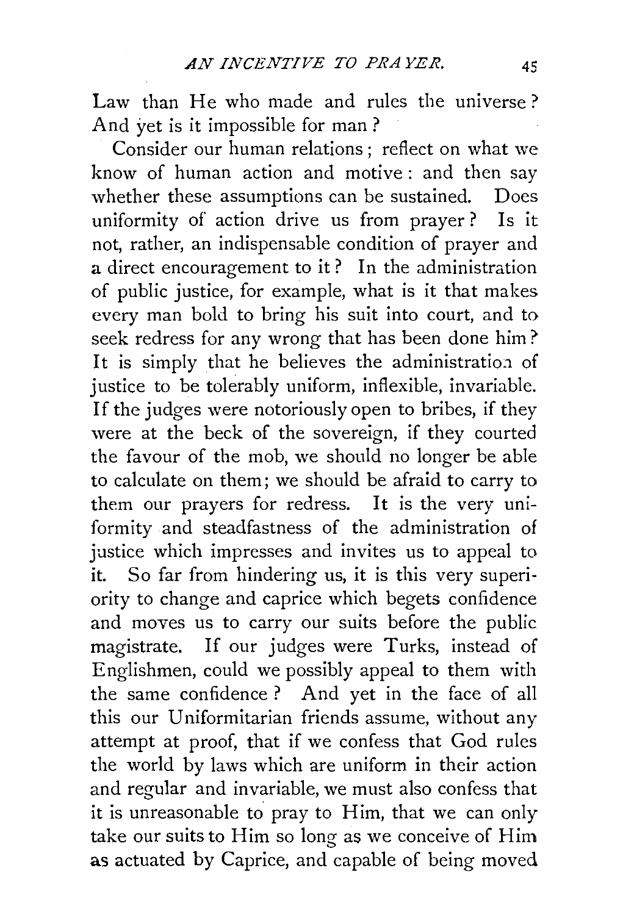Law than He who made and rules the universe? And yet is it impossible for man?

Consider our human relations; reflect on what we know of human action and motive: and then say whether these assumptions can be sustained. Does uniformity of action drive us from prayer? Is it not, rather, an indispensable condition of prayer and a direct encouragement to it? In the administration of public justice, for example, what is it that makes every man bold to bring his suit into court, and to seek redress for any wrong that has been done him? It is simply that he believes the administration of justice to be tolerably uniform, inflexible, invariable. If the judges were notoriously open to bribes, if they were at the beck of the sovereign, if they courted the favour of the mob, we should no longer be able to calculate on them; we should be afraid to carry to them our prayers for redress. It is the very uniformity and steadfastness of the administration of justice which impresses and invites us to appeal to it. So far from hindering us, it is this very superiority to change and caprice which begets confidence and moves us to carry our suits before the public magistrate. If our judges were Turks, instead of Englishmen, could we possibly appeal to them with the same confidence? And yet in the face of all this our Uniformitarian friends assume, without any attempt at proof, that if we confess that God rules the world by laws which are uniform in their action and regular and invariable, we must also confess that it is unreasonable to pray to Him, that we can only take our suits to Him so long as we conceive of Him as actuated by Caprice, and capable of being moved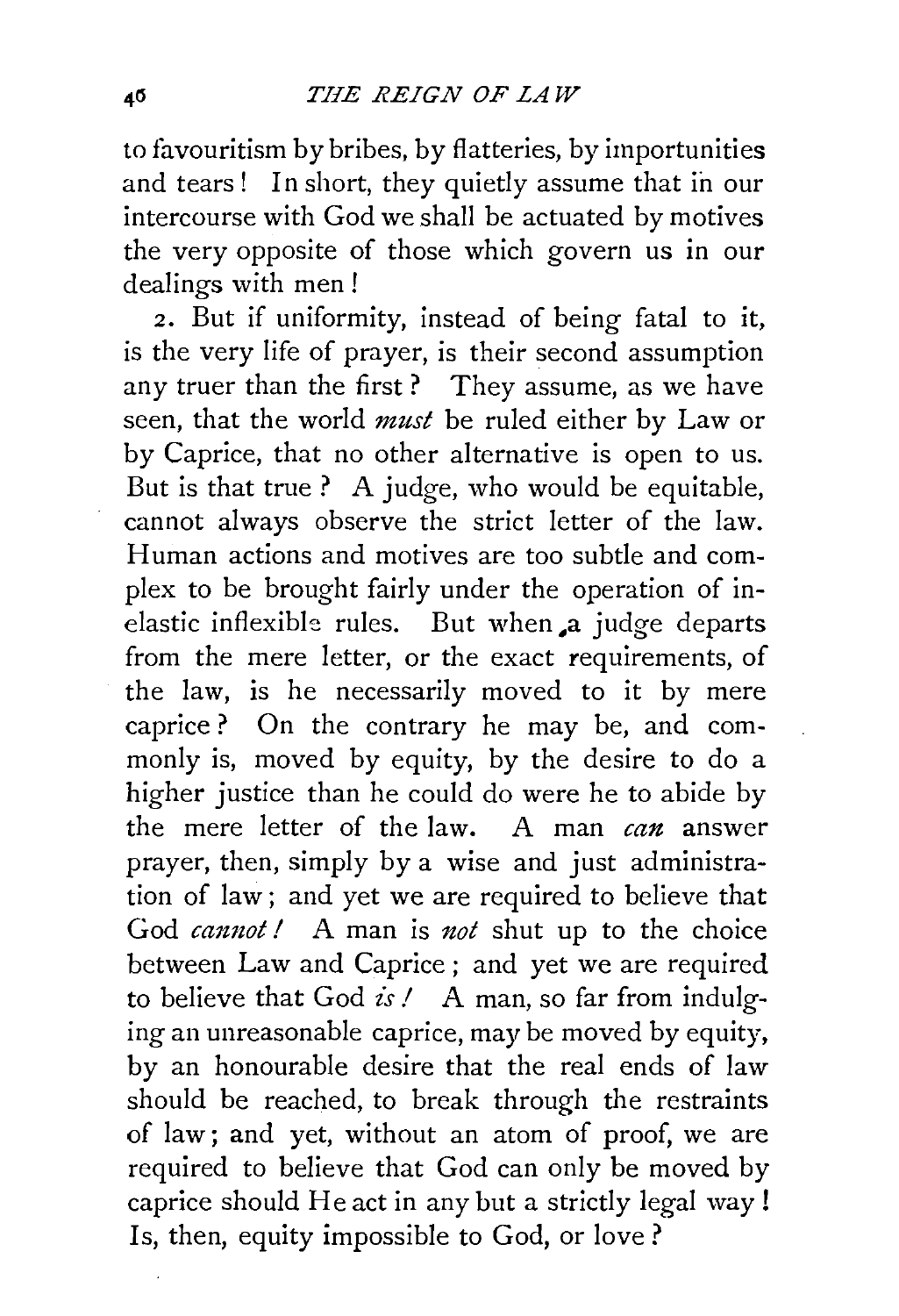to favouritism by bribes, by flatteries, by importunities and tears! In short, they quietly assume that in our intercourse with God we shall be actuated by motives the very opposite of those which govern us in our dealings with men!

2. But if uniformity, instead of being fatal to it, is the very life of prayer, is their second assumption any truer than the first? They assume, as we have seen, that the world *must* be ruled either by Law or by Caprice, that no other alternative is open to us. But is that true? A judge, who would be equitable, cannot always observe the strict letter of the law. Human actions and motives are too subtle and complex to be brought fairly under the operation of inelastic inflexible rules. But when a judge departs from the mere letter, or the exact requirements, of the law, is he necessarily moved to it by mere caprice? On the contrary he may be, and commonly is, moved by equity, by the desire to do a higher justice than he could do were he to abide by the mere letter of the law. A man *can* answer prayer, then, simply by a wise and just administration of law; and yet we are required to believe that God *cannot!* A man is *not* shut up to the choice between Law and Caprice; and yet we are required to believe that God *is!* A man, so far from indulging an unreasonable caprice, may be moved by equity, by an honourable desire that the real ends of law should be reached, to break through the restraints of law; and yet, without an atom of proof, we are required to believe that God can only be moved by caprice should He act in any but a strictly legal way! Is, then, equity impossible to God, or love?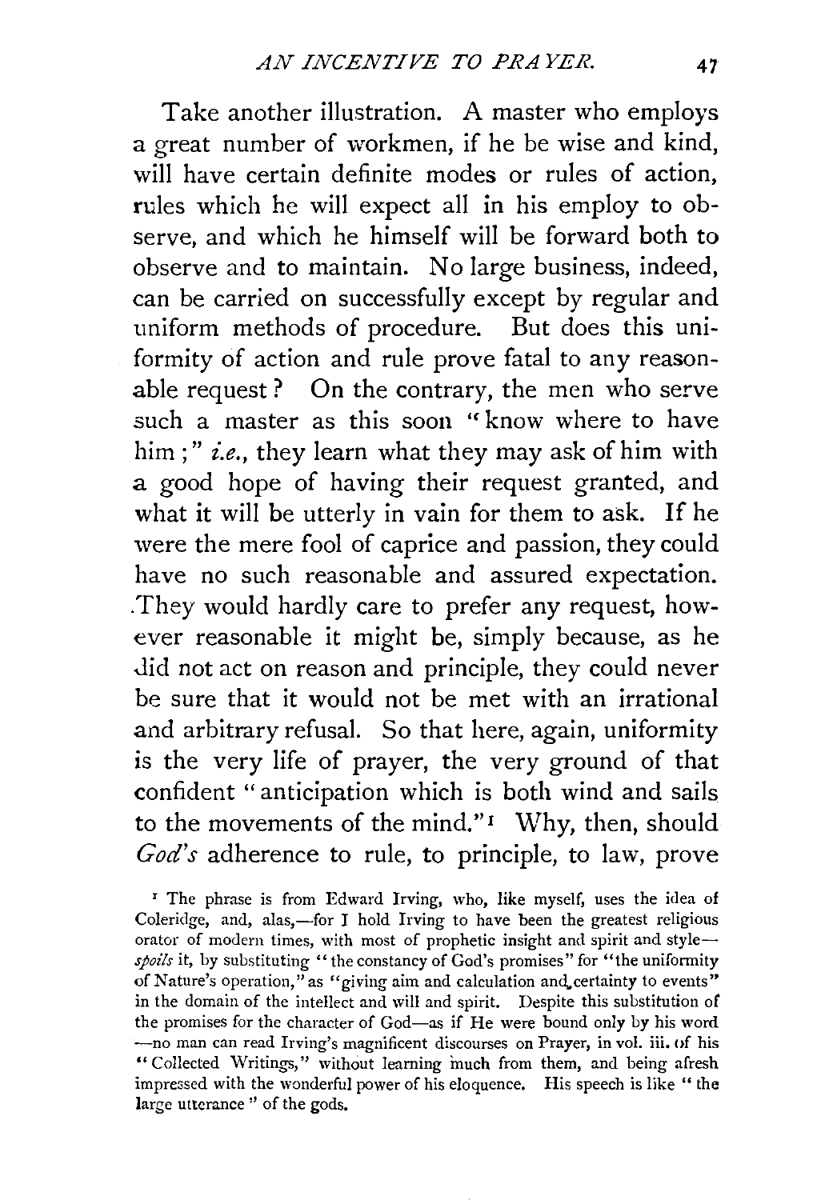Take another illustration. A master who employs a great number of workmen, if he be wise and kind, will have certain definite modes or rules of action, rules which he will expect all in his employ to observe, and which he himself will be forward both to observe and to maintain. No large business, indeed, can be carried on successfully except by regular and uniform methods of procedure. But does this uniformity of action and rule prove fatal to any reasonable request? On the contrary, the men who serve such a master as this soon "know where to have him;" *i.e.*, they learn what they may ask of him with a good hope of having their request granted, and what it will be utterly in vain for them to ask. If he were the mere fool of caprice and passion, they could have no such reasonable and assured expectation. They would hardly care to prefer any request, however reasonable it might be, simply because, as he did not act on reason and principle, they could never be sure that it would not be met with an irrational and arbitrary refusal. So that here, again, uniformity is the very life of prayer, the very ground of that confident "anticipation which is both wind and sails to the movements of the mind."[1] Why, then, should *God's* adherence to rule, to principle, to law, prove

[1] The phrase is from Edward Irving, who, like myself, uses the idea of Coleridge, and, alas,—for I hold Irving to have been the greatest religious orator of modern times, with most of prophetic insight and spirit and style—*spoils* it, by substituting "the constancy of God's promises" for "the uniformity of Nature's operation," as "giving aim and calculation and certainty to events" in the domain of the intellect and will and spirit. Despite this substitution of the promises for the character of God—as if He were bound only by his word—no man can read Irving's magnificent discourses on Prayer, in vol. iii. of his "Collected Writings," without learning much from them, and being afresh impressed with the wonderful power of his eloquence. His speech is like "the large utterance" of the gods.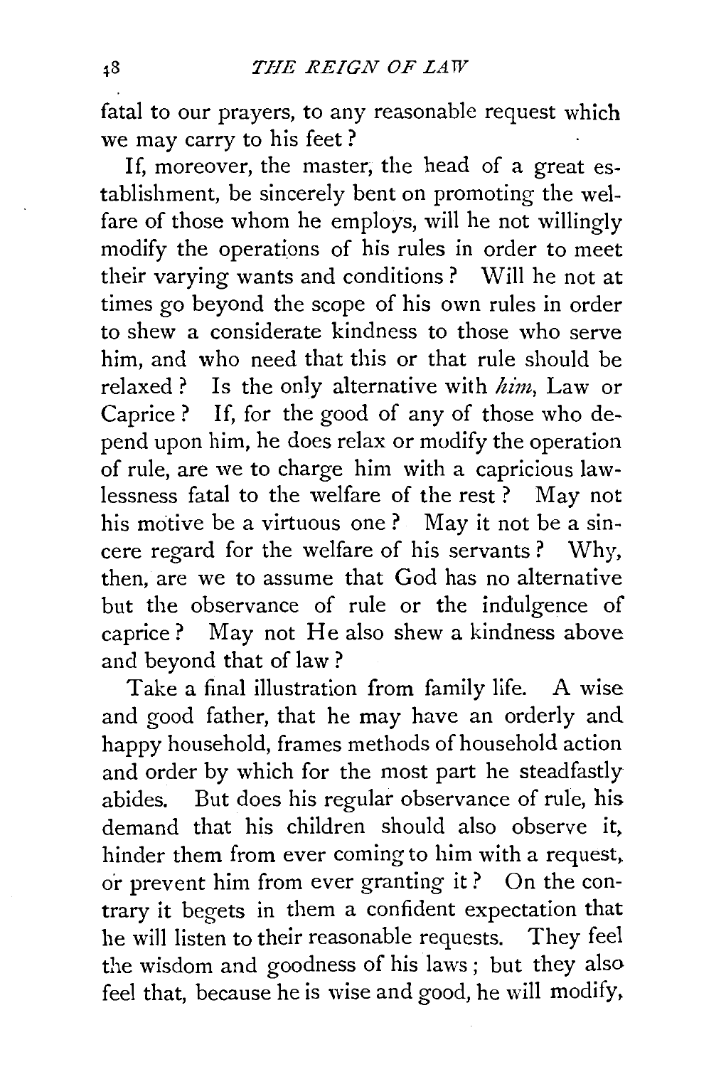fatal to our prayers, to any reasonable request which we may carry to his feet?

If, moreover, the master, the head of a great establishment, be sincerely bent on promoting the welfare of those whom he employs, will he not willingly modify the operations of his rules in order to meet their varying wants and conditions? Will he not at times go beyond the scope of his own rules in order to shew a considerate kindness to those who serve him, and who need that this or that rule should be relaxed? Is the only alternative with *him*, Law or Caprice? If, for the good of any of those who depend upon him, he does relax or modify the operation of rule, are we to charge him with a capricious lawlessness fatal to the welfare of the rest? May not his motive be a virtuous one? May it not be a sincere regard for the welfare of his servants? Why, then, are we to assume that God has no alternative but the observance of rule or the indulgence of caprice? May not He also shew a kindness above and beyond that of law?

Take a final illustration from family life. A wise and good father, that he may have an orderly and happy household, frames methods of household action and order by which for the most part he steadfastly abides. But does his regular observance of rule, his demand that his children should also observe it, hinder them from ever coming to him with a request, or prevent him from ever granting it? On the contrary it begets in them a confident expectation that he will listen to their reasonable requests. They feel the wisdom and goodness of his laws; but they also feel that, because he is wise and good, he will modify,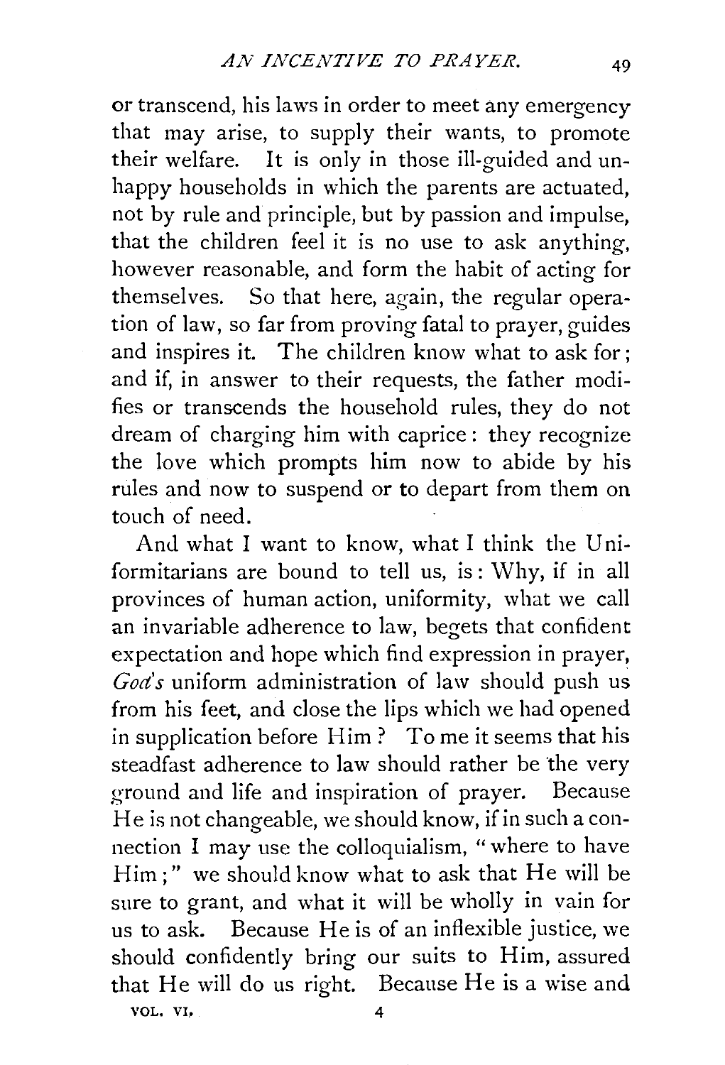or transcend, his laws in order to meet any emergency that may arise, to supply their wants, to promote their welfare. It is only in those ill-guided and unhappy households in which the parents are actuated, not by rule and principle, but by passion and impulse, that the children feel it is no use to ask anything, however reasonable, and form the habit of acting for themselves. So that here, again, the regular operation of law, so far from proving fatal to prayer, guides and inspires it. The children know what to ask for; and if, in answer to their requests, the father modifies or transcends the household rules, they do not dream of charging him with caprice: they recognize the love which prompts him now to abide by his rules and now to suspend or to depart from them on touch of need.

And what I want to know, what I think the Uniformitarians are bound to tell us, is: Why, if in all provinces of human action, uniformity, what we call an invariable adherence to law, begets that confident expectation and hope which find expression in prayer, *God's* uniform administration of law should push us from his feet, and close the lips which we had opened in supplication before Him? To me it seems that his steadfast adherence to law should rather be the very ground and life and inspiration of prayer. Because He is not changeable, we should know, if in such a connection I may use the colloquialism, "where to have Him;" we should know what to ask that He will be sure to grant, and what it will be wholly in vain for us to ask. Because He is of an inflexible justice, we should confidently bring our suits to Him, assured that He will do us right. Because He is a wise and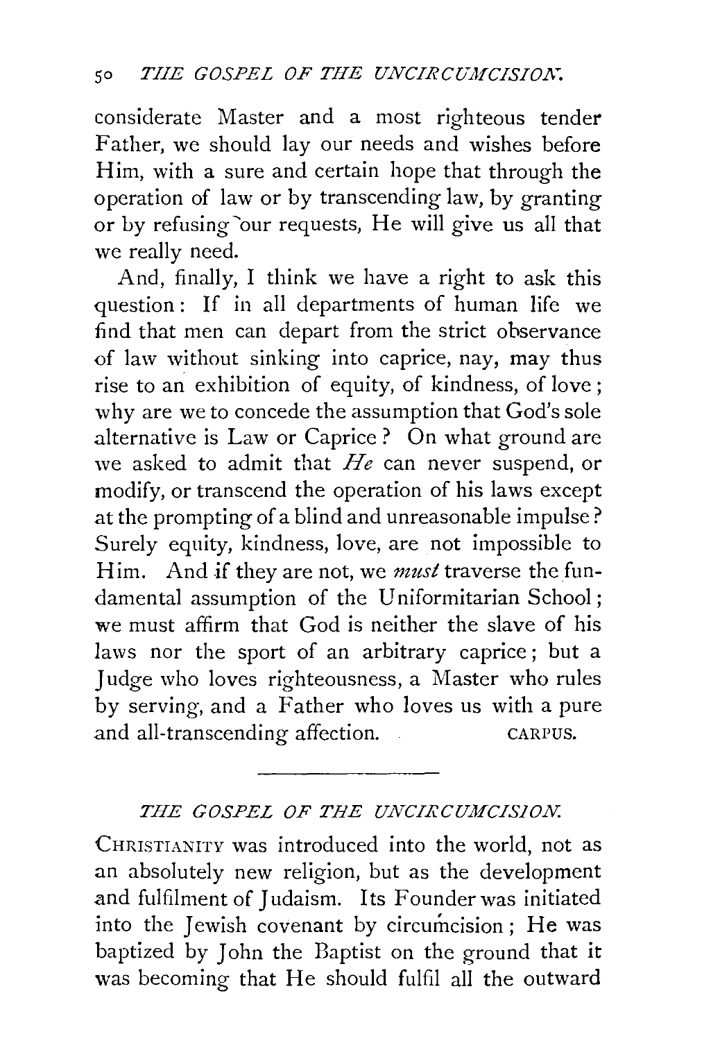considerate Master and a most righteous tender Father, we should lay our needs and wishes before Him, with a sure and certain hope that through the operation of law or by transcending law, by granting or by refusing our requests, He will give us all that we really need.

And, finally, I think we have a right to ask this question: If in all departments of human life we find that men can depart from the strict observance of law without sinking into caprice, nay, may thus rise to an exhibition of equity, of kindness, of love; why are we to concede the assumption that God's sole alternative is Law or Caprice? On what ground are we asked to admit that *He* can never suspend, or modify, or transcend the operation of his laws except at the prompting of a blind and unreasonable impulse? Surely equity, kindness, love, are not impossible to Him. And if they are not, we *must* traverse the fundamental assumption of the Uniformitarian School; we must affirm that God is neither the slave of his laws nor the sport of an arbitrary caprice; but a Judge who loves righteousness, a Master who rules by serving, and a Father who loves us with a pure and all-transcending affection.

CARPUS.

---

## *THE GOSPEL OF THE UNCIRCUMCISION.*

CHRISTIANITY was introduced into the world, not as an absolutely new religion, but as the development and fulfilment of Judaism. Its Founder was initiated into the Jewish covenant by circumcision; He was baptized by John the Baptist on the ground that it was becoming that He should fulfil all the outward